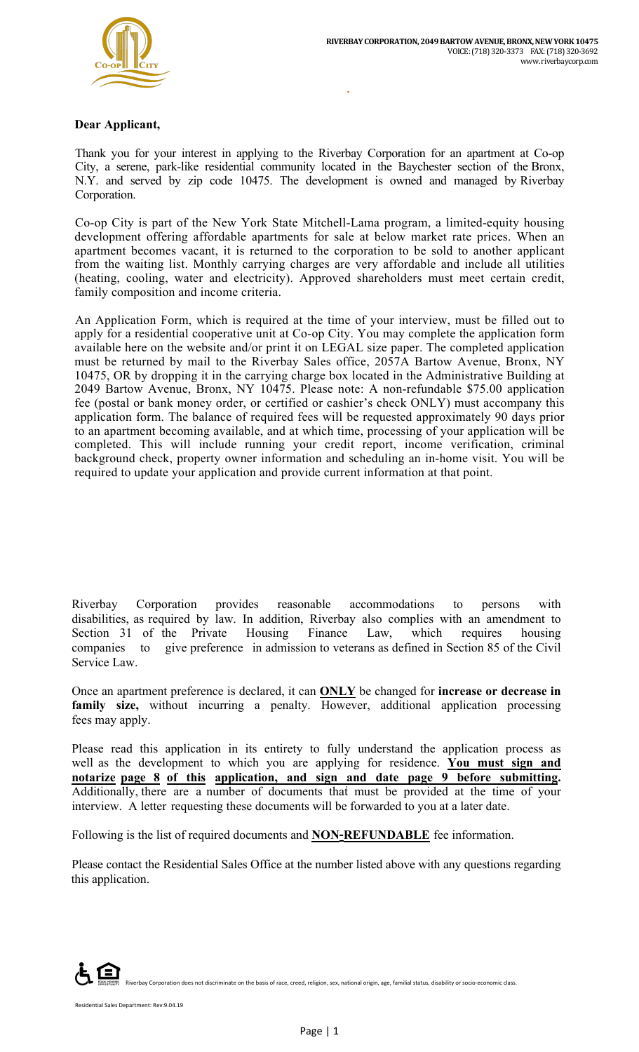RIVERBAY CORPORATION, 2049 BARTOW AVENUE, BRONX, NEW YORK 10475
VOICE: (718) 320-3373 FAX: (718) 320-3692
www.riverbaycorp.com

**Dear Applicant,**

Thank you for your interest in applying to the Riverbay Corporation for an apartment at Co-op City, a serene, park-like residential community located in the Baychester section of the Bronx, N.Y. and served by zip code 10475. The development is owned and managed by Riverbay Corporation.

Co-op City is part of the New York State Mitchell-Lama program, a limited-equity housing development offering affordable apartments for sale at below market rate prices. When an apartment becomes vacant, it is returned to the corporation to be sold to another applicant from the waiting list. Monthly carrying charges are very affordable and include all utilities (heating, cooling, water and electricity). Approved shareholders must meet certain credit, family composition and income criteria.

An Application Form, which is required at the time of your interview, must be filled out to apply for a residential cooperative unit at Co-op City. You may complete the application form available here on the website and/or print it on LEGAL size paper. The completed application must be returned by mail to the Riverbay Sales office, 2057A Bartow Avenue, Bronx, NY 10475, OR by dropping it in the carrying charge box located in the Administrative Building at 2049 Bartow Avenue, Bronx, NY 10475. Please note: A non-refundable $75.00 application fee (postal or bank money order, or certified or cashier's check ONLY) must accompany this application form. The balance of required fees will be requested approximately 90 days prior to an apartment becoming available, and at which time, processing of your application will be completed. This will include running your credit report, income verification, criminal background check, property owner information and scheduling an in-home visit. You will be required to update your application and provide current information at that point.

Riverbay Corporation provides reasonable accommodations to persons with disabilities, as required by law. In addition, Riverbay also complies with an amendment to Section 31 of the Private Housing Finance Law, which requires housing companies to give preference in admission to veterans as defined in Section 85 of the Civil Service Law.

Once an apartment preference is declared, it can **<u>ONLY</u>** be changed for **increase or decrease in family size,** without incurring a penalty. However, additional application processing fees may apply.

Please read this application in its entirety to fully understand the application process as well as the development to which you are applying for residence. **<u>You must sign and notarize page 8 of this application, and sign and date page 9 before submitting</u>.** Additionally, there are a number of documents that must be provided at the time of your interview. A letter requesting these documents will be forwarded to you at a later date.

Following is the list of required documents and **<u>NON-REFUNDABLE</u>** fee information.

Please contact the Residential Sales Office at the number listed above with any questions regarding this application.

Riverbay Corporation does not discriminate on the basis of race, creed, religion, sex, national origin, age, familial status, disability or socio-economic class.

Residential Sales Department: Rev:9.04.19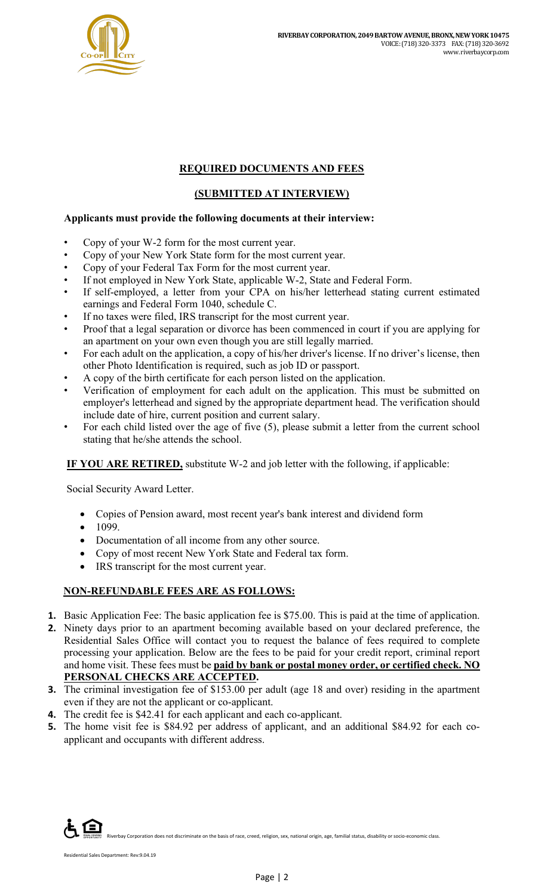RIVERBAY CORPORATION, 2049 BARTOW AVENUE, BRONX, NEW YORK 10475
VOICE: (718) 320-3373 FAX: (718) 320-3692
www.riverbaycorp.com

## REQUIRED DOCUMENTS AND FEES

### (SUBMITTED AT INTERVIEW)

**Applicants must provide the following documents at their interview:**

- Copy of your W-2 form for the most current year.
- Copy of your New York State form for the most current year.
- Copy of your Federal Tax Form for the most current year.
- If not employed in New York State, applicable W-2, State and Federal Form.
- If self-employed, a letter from your CPA on his/her letterhead stating current estimated earnings and Federal Form 1040, schedule C.
- If no taxes were filed, IRS transcript for the most current year.
- Proof that a legal separation or divorce has been commenced in court if you are applying for an apartment on your own even though you are still legally married.
- For each adult on the application, a copy of his/her driver's license. If no driver's license, then other Photo Identification is required, such as job ID or passport.
- A copy of the birth certificate for each person listed on the application.
- Verification of employment for each adult on the application. This must be submitted on employer's letterhead and signed by the appropriate department head. The verification should include date of hire, current position and current salary.
- For each child listed over the age of five (5), please submit a letter from the current school stating that he/she attends the school.

**IF YOU ARE RETIRED,** substitute W-2 and job letter with the following, if applicable:

Social Security Award Letter.

- Copies of Pension award, most recent year's bank interest and dividend form
- 1099.
- Documentation of all income from any other source.
- Copy of most recent New York State and Federal tax form.
- IRS transcript for the most current year.

**NON-REFUNDABLE FEES ARE AS FOLLOWS:**

1. Basic Application Fee: The basic application fee is $75.00. This is paid at the time of application.
2. Ninety days prior to an apartment becoming available based on your declared preference, the Residential Sales Office will contact you to request the balance of fees required to complete processing your application. Below are the fees to be paid for your credit report, criminal report and home visit. These fees must be **paid by bank or postal money order, or certified check. NO PERSONAL CHECKS ARE ACCEPTED.**
3. The criminal investigation fee of $153.00 per adult (age 18 and over) residing in the apartment even if they are not the applicant or co-applicant.
4. The credit fee is $42.41 for each applicant and each co-applicant.
5. The home visit fee is $84.92 per address of applicant, and an additional $84.92 for each co-applicant and occupants with different address.

Riverbay Corporation does not discriminate on the basis of race, creed, religion, sex, national origin, age, familial status, disability or socio-economic class.

Residential Sales Department: Rev:9.04.19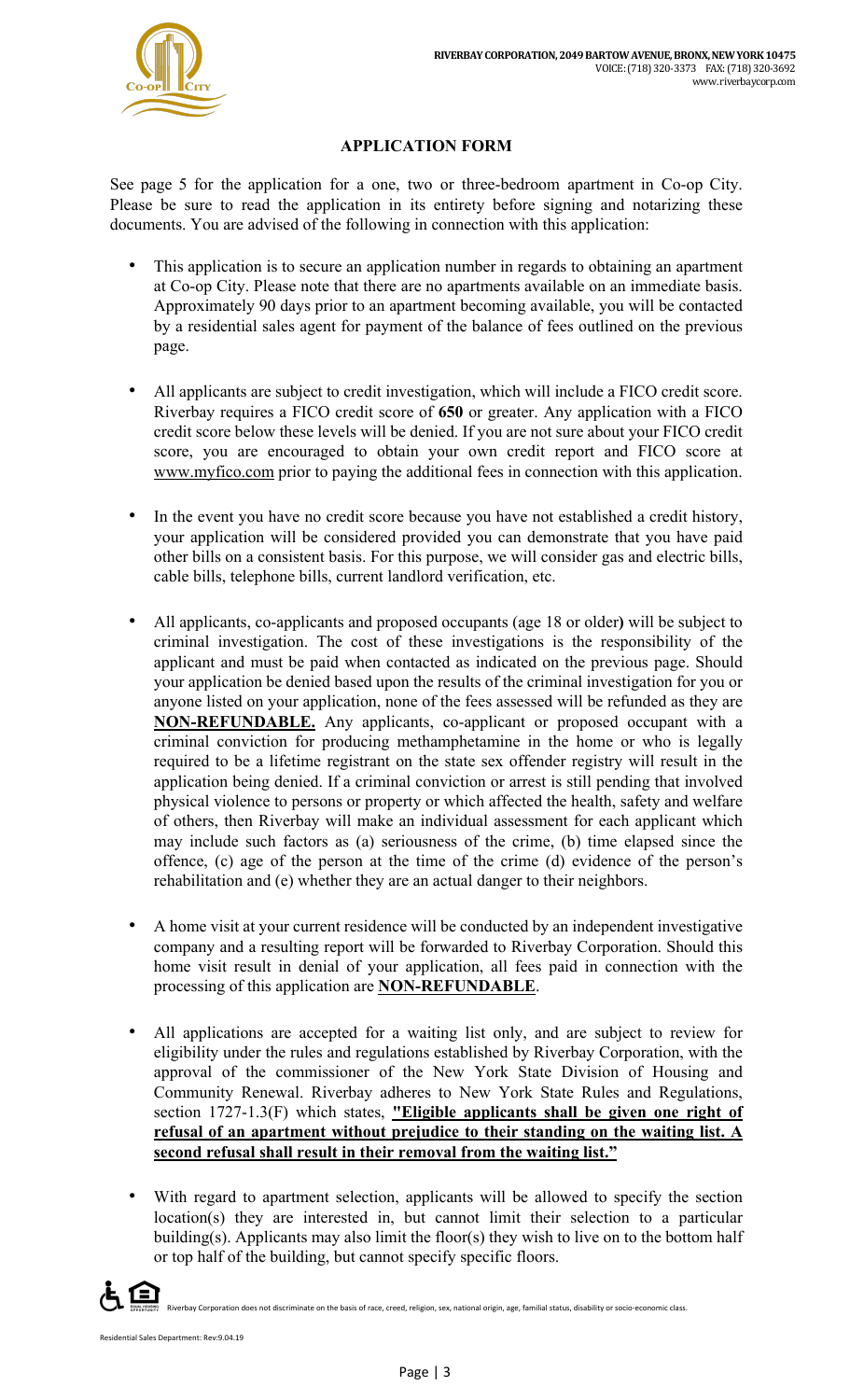RIVERBAY CORPORATION, 2049 BARTOW AVENUE, BRONX, NEW YORK 10475
VOICE: (718) 320-3373 FAX: (718) 320-3692
www.riverbaycorp.com

## APPLICATION FORM

See page 5 for the application for a one, two or three-bedroom apartment in Co-op City. Please be sure to read the application in its entirety before signing and notarizing these documents. You are advised of the following in connection with this application:

- This application is to secure an application number in regards to obtaining an apartment at Co-op City. Please note that there are no apartments available on an immediate basis. Approximately 90 days prior to an apartment becoming available, you will be contacted by a residential sales agent for payment of the balance of fees outlined on the previous page.

- All applicants are subject to credit investigation, which will include a FICO credit score. Riverbay requires a FICO credit score of **650** or greater. Any application with a FICO credit score below these levels will be denied. If you are not sure about your FICO credit score, you are encouraged to obtain your own credit report and FICO score at www.myfico.com prior to paying the additional fees in connection with this application.

- In the event you have no credit score because you have not established a credit history, your application will be considered provided you can demonstrate that you have paid other bills on a consistent basis. For this purpose, we will consider gas and electric bills, cable bills, telephone bills, current landlord verification, etc.

- All applicants, co-applicants and proposed occupants (age 18 or older) will be subject to criminal investigation. The cost of these investigations is the responsibility of the applicant and must be paid when contacted as indicated on the previous page. Should your application be denied based upon the results of the criminal investigation for you or anyone listed on your application, none of the fees assessed will be refunded as they are **NON-REFUNDABLE.** Any applicants, co-applicant or proposed occupant with a criminal conviction for producing methamphetamine in the home or who is legally required to be a lifetime registrant on the state sex offender registry will result in the application being denied. If a criminal conviction or arrest is still pending that involved physical violence to persons or property or which affected the health, safety and welfare of others, then Riverbay will make an individual assessment for each applicant which may include such factors as (a) seriousness of the crime, (b) time elapsed since the offence, (c) age of the person at the time of the crime (d) evidence of the person's rehabilitation and (e) whether they are an actual danger to their neighbors.

- A home visit at your current residence will be conducted by an independent investigative company and a resulting report will be forwarded to Riverbay Corporation. Should this home visit result in denial of your application, all fees paid in connection with the processing of this application are **NON-REFUNDABLE**.

- All applications are accepted for a waiting list only, and are subject to review for eligibility under the rules and regulations established by Riverbay Corporation, with the approval of the commissioner of the New York State Division of Housing and Community Renewal. Riverbay adheres to New York State Rules and Regulations, section 1727-1.3(F) which states, **"Eligible applicants shall be given one right of refusal of an apartment without prejudice to their standing on the waiting list. A second refusal shall result in their removal from the waiting list."**

- With regard to apartment selection, applicants will be allowed to specify the section location(s) they are interested in, but cannot limit their selection to a particular building(s). Applicants may also limit the floor(s) they wish to live on to the bottom half or top half of the building, but cannot specify specific floors.

Riverbay Corporation does not discriminate on the basis of race, creed, religion, sex, national origin, age, familial status, disability or socio-economic class.

Residential Sales Department: Rev:9.04.19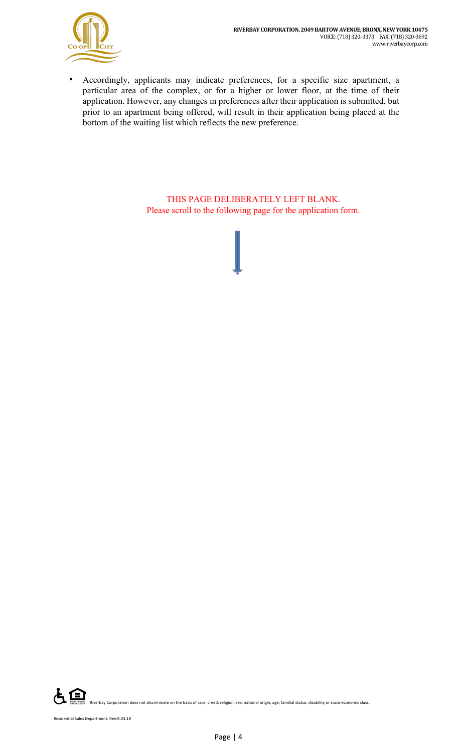- Accordingly, applicants may indicate preferences, for a specific size apartment, a particular area of the complex, or for a higher or lower floor, at the time of their application. However, any changes in preferences after their application is submitted, but prior to an apartment being offered, will result in their application being placed at the bottom of the waiting list which reflects the new preference.

THIS PAGE DELIBERATELY LEFT BLANK.
Please scroll to the following page for the application form.

Riverbay Corporation does not discriminate on the basis of race, creed, religion, sex, national origin, age, familial status, disability or socio-economic class.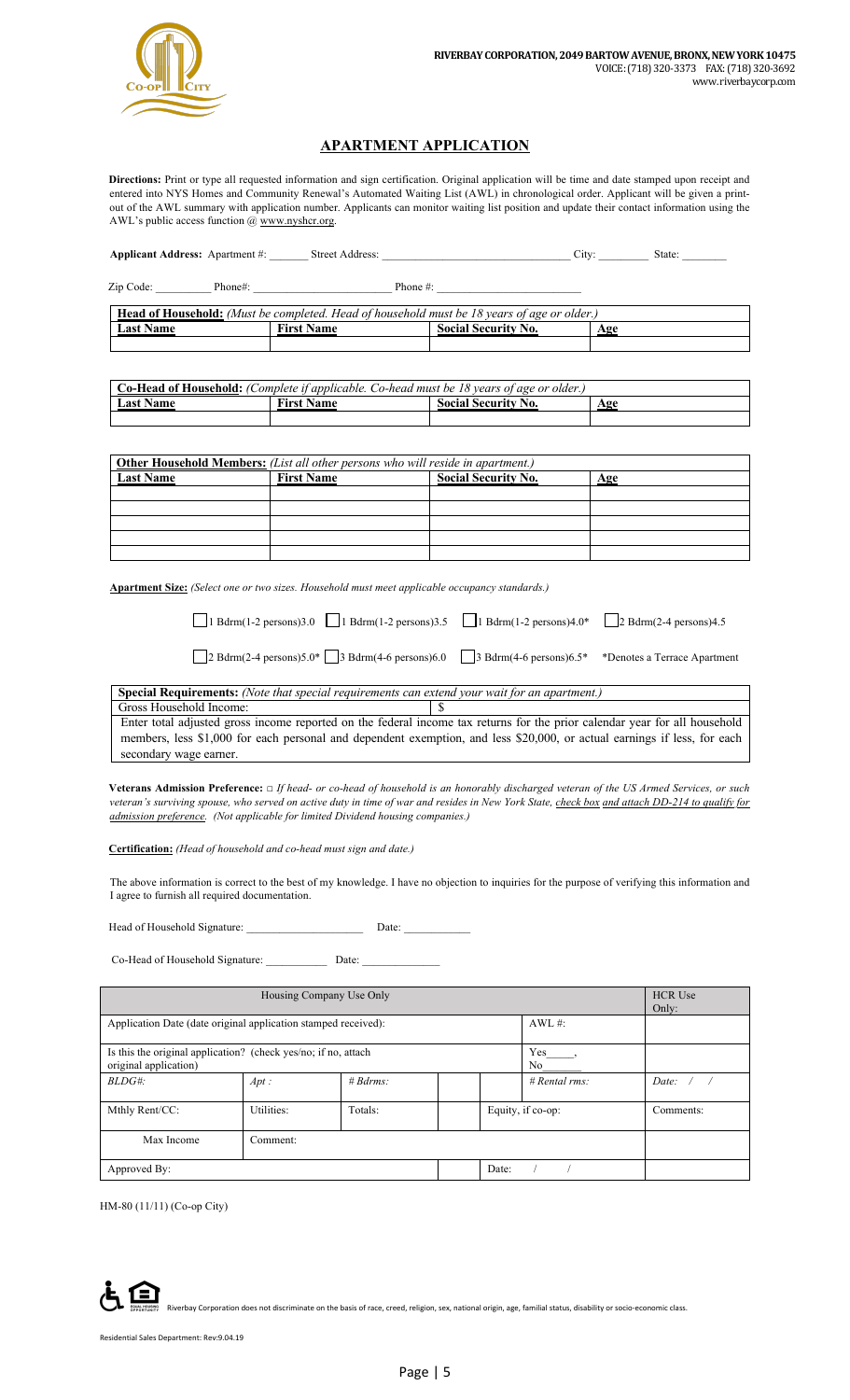**RIVERBAY CORPORATION, 2049 BARTOW AVENUE, BRONX, NEW YORK 10475**
VOICE: (718) 320-3373 FAX: (718) 320-3692
www.riverbaycorp.com

## APARTMENT APPLICATION

**Directions:** Print or type all requested information and sign certification. Original application will be time and date stamped upon receipt and entered into NYS Homes and Community Renewal's Automated Waiting List (AWL) in chronological order. Applicant will be given a print-out of the AWL summary with application number. Applicants can monitor waiting list position and update their contact information using the AWL's public access function @ www.nyshcr.org.

**Applicant Address:** Apartment #: _______ Street Address: ________________________________ City: _________ State: ________

Zip Code: __________ Phone#: ________________________ Phone #: ________________________

| **Head of Household:** *(Must be completed. Head of household must be 18 years of age or older.)* | | | |
|---|---|---|---|
| **Last Name** | **First Name** | **Social Security No.** | **Age** |
| | | | |

| **Co-Head of Household:** *(Complete if applicable. Co-head must be 18 years of age or older.)* | | | |
|---|---|---|---|
| **Last Name** | **First Name** | **Social Security No.** | **Age** |
| | | | |

| **Other Household Members:** *(List all other persons who will reside in apartment.)* | | | |
|---|---|---|---|
| **Last Name** | **First Name** | **Social Security No.** | **Age** |
| | | | |
| | | | |
| | | | |
| | | | |
| | | | |

**Apartment Size:** *(Select one or two sizes. Household must meet applicable occupancy standards.)*

☐ 1 Bdrm(1-2 persons)3.0 ☐ 1 Bdrm(1-2 persons)3.5 ☐ 1 Bdrm(1-2 persons)4.0* ☐ 2 Bdrm(2-4 persons)4.5

☐ 2 Bdrm(2-4 persons)5.0* ☐ 3 Bdrm(4-6 persons)6.0 ☐ 3 Bdrm(4-6 persons)6.5* *Denotes a Terrace Apartment

| **Special Requirements:** *(Note that special requirements can extend your wait for an apartment.)* | |
|---|---|
| Gross Household Income: | $ |
| Enter total adjusted gross income reported on the federal income tax returns for the prior calendar year for all household members, less $1,000 for each personal and dependent exemption, and less $20,000, or actual earnings if less, for each secondary wage earner. | |

**Veterans Admission Preference:** ☐ *If head- or co-head of household is an honorably discharged veteran of the US Armed Services, or such veteran's surviving spouse, who served on active duty in time of war and resides in New York State, check box and attach DD-214 to qualify for admission preference. (Not applicable for limited Dividend housing companies.)*

**Certification:** *(Head of household and co-head must sign and date.)*

The above information is correct to the best of my knowledge. I have no objection to inquiries for the purpose of verifying this information and I agree to furnish all required documentation.

Head of Household Signature: _____________________ Date: ____________

Co-Head of Household Signature: ___________ Date: ______________

| Housing Company Use Only | | | | | | HCR Use Only: |
|---|---|---|---|---|---|---|
| Application Date (date original application stamped received): | | | | | AWL #: | |
| Is this the original application? (check yes/no; if no, attach original application) | | | | | Yes_____, No_______ | |
| *BLDG#:* | *Apt :* | *# Bdrms:* | | | *# Rental rms:* | *Date: / /* |
| Mthly Rent/CC: | Utilities: | Totals: | | Equity, if co-op: | | Comments: |
| Max Income | Comment: | | | | | |
| Approved By: | | | | Date: / / | | |

HM-80 (11/11) (Co-op City)

Riverbay Corporation does not discriminate on the basis of race, creed, religion, sex, national origin, age, familial status, disability or socio-economic class.

Residential Sales Department: Rev:9.04.19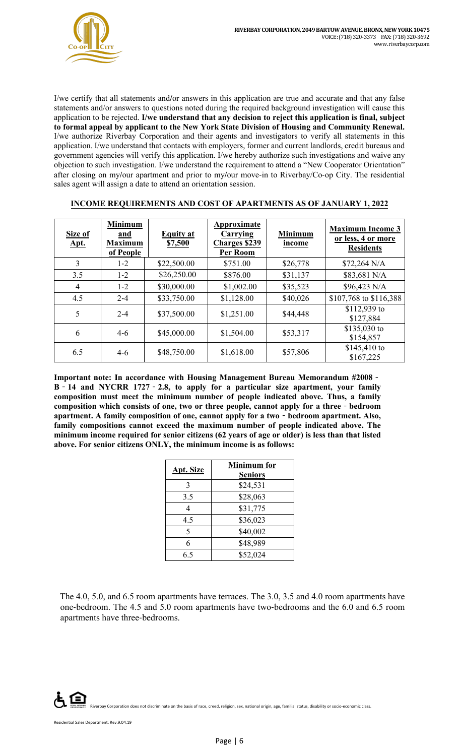I/we certify that all statements and/or answers in this application are true and accurate and that any false statements and/or answers to questions noted during the required background investigation will cause this application to be rejected. **I/we understand that any decision to reject this application is final, subject to formal appeal by applicant to the New York State Division of Housing and Community Renewal.** I/we authorize Riverbay Corporation and their agents and investigators to verify all statements in this application. I/we understand that contacts with employers, former and current landlords, credit bureaus and government agencies will verify this application. I/we hereby authorize such investigations and waive any objection to such investigation. I/we understand the requirement to attend a "New Cooperator Orientation" after closing on my/our apartment and prior to my/our move-in to Riverbay/Co-op City. The residential sales agent will assign a date to attend an orientation session.

**INCOME REQUIREMENTS AND COST OF APARTMENTS AS OF JANUARY 1, 2022**

| Size of Apt. | Minimum and Maximum of People | Equity at $7,500 | Approximate Carrying Charges $239 Per Room | Minimum income | Maximum Income 3 or less, 4 or more Residents |
|---|---|---|---|---|---|
| 3 | 1-2 | $22,500.00 | $751.00 | $26,778 | $72,264 N/A |
| 3.5 | 1-2 | $26,250.00 | $876.00 | $31,137 | $83,681 N/A |
| 4 | 1-2 | $30,000.00 | $1,002.00 | $35,523 | $96,423 N/A |
| 4.5 | 2-4 | $33,750.00 | $1,128.00 | $40,026 | $107,768 to $116,388 |
| 5 | 2-4 | $37,500.00 | $1,251.00 | $44,448 | $112,939 to $127,884 |
| 6 | 4-6 | $45,000.00 | $1,504.00 | $53,317 | $135,030 to $154,857 |
| 6.5 | 4-6 | $48,750.00 | $1,618.00 | $57,806 | $145,410 to $167,225 |

**Important note: In accordance with Housing Management Bureau Memorandum #2008 - B - 14 and NYCRR 1727 - 2.8, to apply for a particular size apartment, your family composition must meet the minimum number of people indicated above. Thus, a family composition which consists of one, two or three people, cannot apply for a three - bedroom apartment. A family composition of one, cannot apply for a two - bedroom apartment. Also, family compositions cannot exceed the maximum number of people indicated above. The minimum income required for senior citizens (62 years of age or older) is less than that listed above. For senior citizens ONLY, the minimum income is as follows:**

| Apt. Size | Minimum for Seniors |
|---|---|
| 3 | $24,531 |
| 3.5 | $28,063 |
| 4 | $31,775 |
| 4.5 | $36,023 |
| 5 | $40,002 |
| 6 | $48,989 |
| 6.5 | $52,024 |

The 4.0, 5.0, and 6.5 room apartments have terraces. The 3.0, 3.5 and 4.0 room apartments have one-bedroom. The 4.5 and 5.0 room apartments have two-bedrooms and the 6.0 and 6.5 room apartments have three-bedrooms.

Riverbay Corporation does not discriminate on the basis of race, creed, religion, sex, national origin, age, familial status, disability or socio-economic class.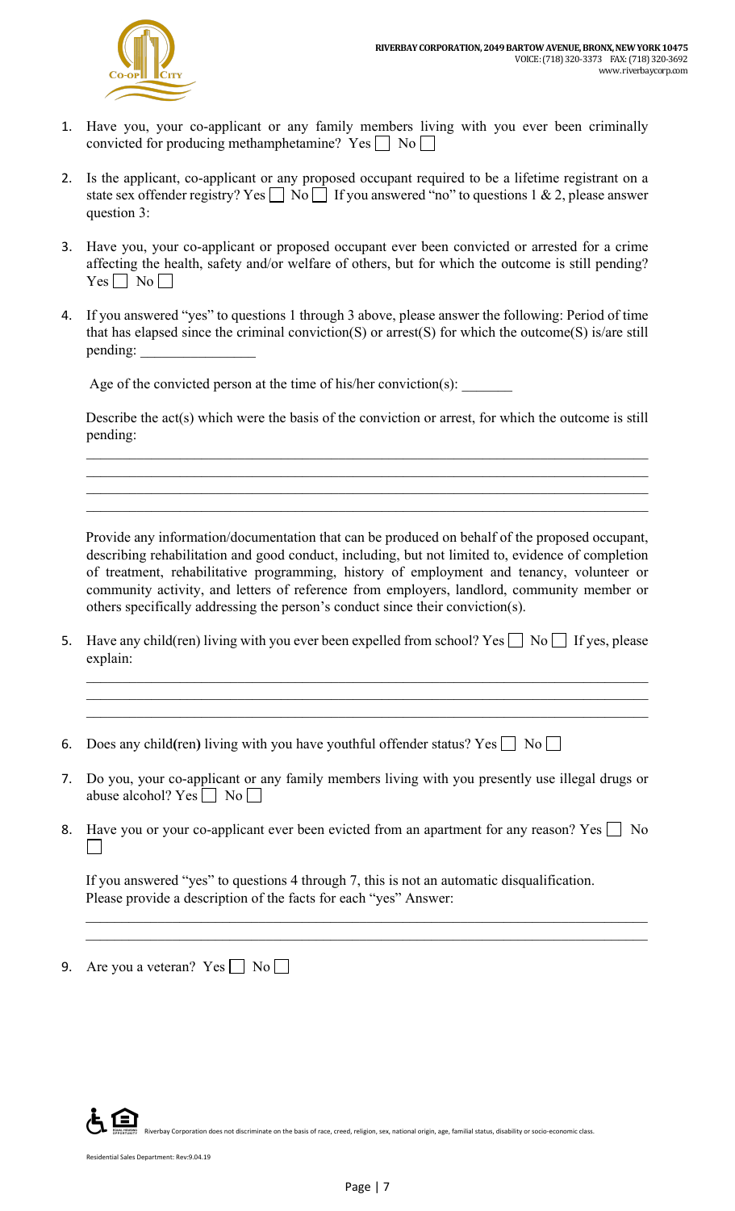RIVERBAY CORPORATION, 2049 BARTOW AVENUE, BRONX, NEW YORK 10475
VOICE: (718) 320-3373 FAX: (718) 320-3692
www.riverbaycorp.com

1. Have you, your co-applicant or any family members living with you ever been criminally convicted for producing methamphetamine? Yes ☐ No ☐

2. Is the applicant, co-applicant or any proposed occupant required to be a lifetime registrant on a state sex offender registry? Yes ☐ No ☐ If you answered "no" to questions 1 & 2, please answer question 3:

3. Have you, your co-applicant or proposed occupant ever been convicted or arrested for a crime affecting the health, safety and/or welfare of others, but for which the outcome is still pending? Yes ☐ No ☐

4. If you answered "yes" to questions 1 through 3 above, please answer the following: Period of time that has elapsed since the criminal conviction(S) or arrest(S) for which the outcome(S) is/are still pending: ________________

   Age of the convicted person at the time of his/her conviction(s): _______

   Describe the act(s) which were the basis of the conviction or arrest, for which the outcome is still pending:

   ______________________________________________________________________________
   ______________________________________________________________________________
   ______________________________________________________________________________
   ______________________________________________________________________________

   Provide any information/documentation that can be produced on behalf of the proposed occupant, describing rehabilitation and good conduct, including, but not limited to, evidence of completion of treatment, rehabilitative programming, history of employment and tenancy, volunteer or community activity, and letters of reference from employers, landlord, community member or others specifically addressing the person's conduct since their conviction(s).

5. Have any child(ren) living with you ever been expelled from school? Yes ☐ No ☐ If yes, please explain:

   ______________________________________________________________________________
   ______________________________________________________________________________
   ______________________________________________________________________________

6. Does any child**(**ren**)** living with you have youthful offender status? Yes ☐ No ☐

7. Do you, your co-applicant or any family members living with you presently use illegal drugs or abuse alcohol? Yes ☐ No ☐

8. Have you or your co-applicant ever been evicted from an apartment for any reason? Yes ☐ No ☐

   If you answered "yes" to questions 4 through 7, this is not an automatic disqualification. Please provide a description of the facts for each "yes" Answer:

   ______________________________________________________________________________
   ______________________________________________________________________________

9. Are you a veteran? Yes ☐ No ☐

Riverbay Corporation does not discriminate on the basis of race, creed, religion, sex, national origin, age, familial status, disability or socio-economic class.

Residential Sales Department: Rev:9.04.19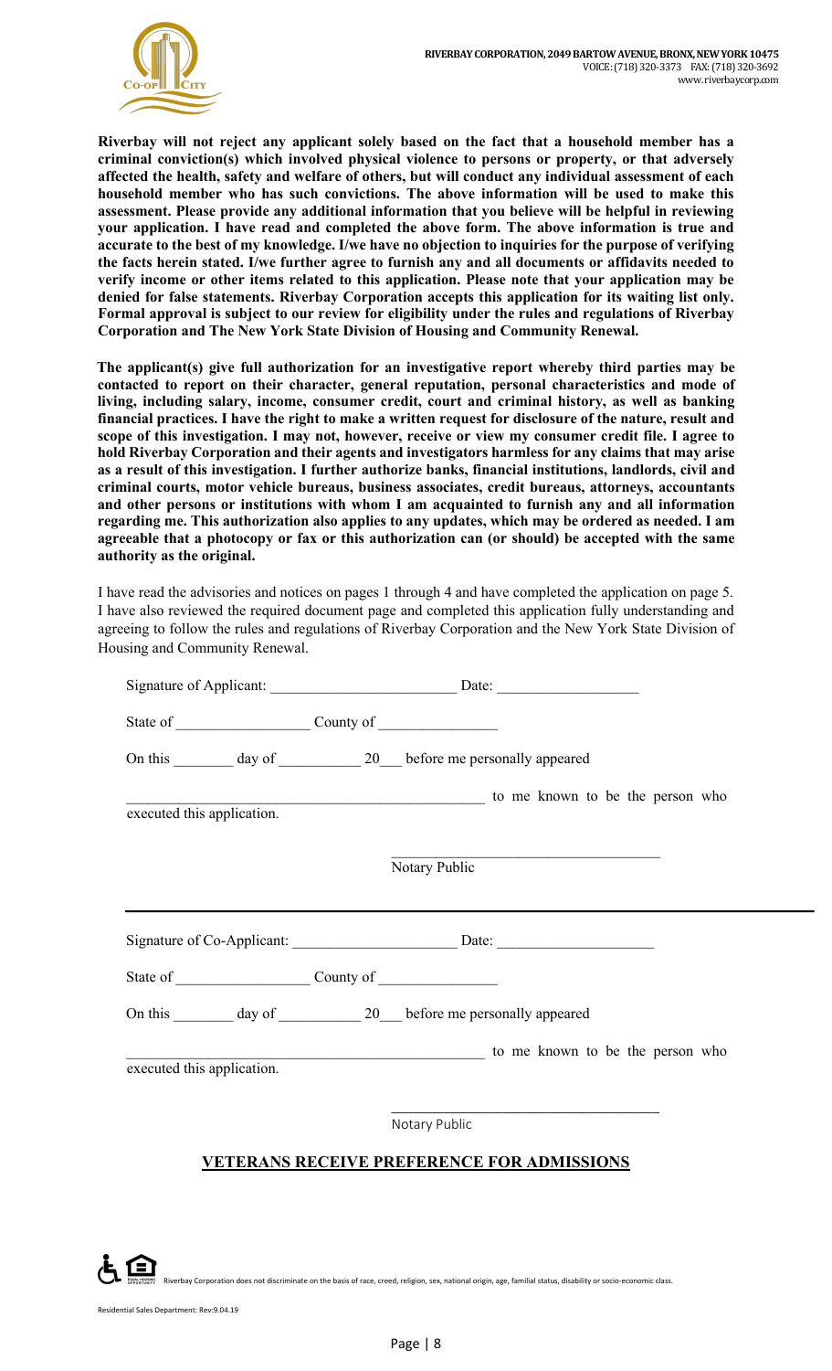RIVERBAY CORPORATION, 2049 BARTOW AVENUE, BRONX, NEW YORK 10475
VOICE: (718) 320-3373 FAX: (718) 320-3692
www.riverbaycorp.com

**Riverbay will not reject any applicant solely based on the fact that a household member has a criminal conviction(s) which involved physical violence to persons or property, or that adversely affected the health, safety and welfare of others, but will conduct any individual assessment of each household member who has such convictions. The above information will be used to make this assessment. Please provide any additional information that you believe will be helpful in reviewing your application. I have read and completed the above form. The above information is true and accurate to the best of my knowledge. I/we have no objection to inquiries for the purpose of verifying the facts herein stated. I/we further agree to furnish any and all documents or affidavits needed to verify income or other items related to this application. Please note that your application may be denied for false statements. Riverbay Corporation accepts this application for its waiting list only. Formal approval is subject to our review for eligibility under the rules and regulations of Riverbay Corporation and The New York State Division of Housing and Community Renewal.**

**The applicant(s) give full authorization for an investigative report whereby third parties may be contacted to report on their character, general reputation, personal characteristics and mode of living, including salary, income, consumer credit, court and criminal history, as well as banking financial practices. I have the right to make a written request for disclosure of the nature, result and scope of this investigation. I may not, however, receive or view my consumer credit file. I agree to hold Riverbay Corporation and their agents and investigators harmless for any claims that may arise as a result of this investigation. I further authorize banks, financial institutions, landlords, civil and criminal courts, motor vehicle bureaus, business associates, credit bureaus, attorneys, accountants and other persons or institutions with whom I am acquainted to furnish any and all information regarding me. This authorization also applies to any updates, which may be ordered as needed. I am agreeable that a photocopy or fax or this authorization can (or should) be accepted with the same authority as the original.**

I have read the advisories and notices on pages 1 through 4 and have completed the application on page 5. I have also reviewed the required document page and completed this application fully understanding and agreeing to follow the rules and regulations of Riverbay Corporation and the New York State Division of Housing and Community Renewal.

Signature of Applicant: ________________________ Date: __________________

State of __________________ County of ________________

On this ________ day of ___________ 20___ before me personally appeared

_______________________________________________ to me known to be the person who executed this application.

___________________________________
Notary Public

---

Signature of Co-Applicant: ______________________ Date: ____________________

State of __________________ County of ________________

On this ________ day of ___________ 20___ before me personally appeared

_______________________________________________ to me known to be the person who executed this application.

___________________________________
Notary Public

**VETERANS RECEIVE PREFERENCE FOR ADMISSIONS**

Riverbay Corporation does not discriminate on the basis of race, creed, religion, sex, national origin, age, familial status, disability or socio-economic class.

Residential Sales Department: Rev:9.04.19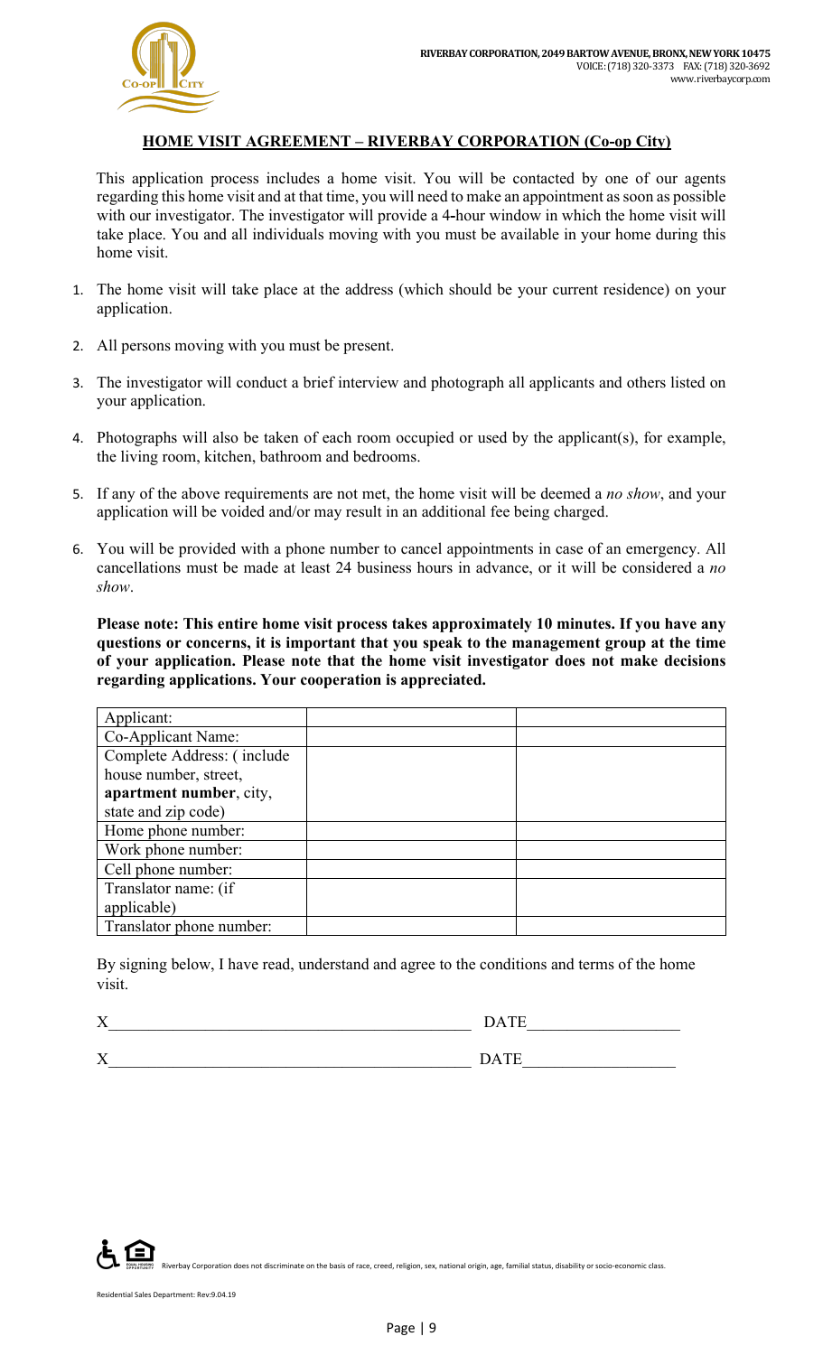RIVERBAY CORPORATION, 2049 BARTOW AVENUE, BRONX, NEW YORK 10475
VOICE: (718) 320-3373 FAX: (718) 320-3692
www.riverbaycorp.com

## HOME VISIT AGREEMENT – RIVERBAY CORPORATION (Co-op City)

This application process includes a home visit. You will be contacted by one of our agents regarding this home visit and at that time, you will need to make an appointment as soon as possible with our investigator. The investigator will provide a 4-hour window in which the home visit will take place. You and all individuals moving with you must be available in your home during this home visit.

1. The home visit will take place at the address (which should be your current residence) on your application.
2. All persons moving with you must be present.
3. The investigator will conduct a brief interview and photograph all applicants and others listed on your application.
4. Photographs will also be taken of each room occupied or used by the applicant(s), for example, the living room, kitchen, bathroom and bedrooms.
5. If any of the above requirements are not met, the home visit will be deemed a *no show*, and your application will be voided and/or may result in an additional fee being charged.
6. You will be provided with a phone number to cancel appointments in case of an emergency. All cancellations must be made at least 24 business hours in advance, or it will be considered a *no show*.

**Please note: This entire home visit process takes approximately 10 minutes. If you have any questions or concerns, it is important that you speak to the management group at the time of your application. Please note that the home visit investigator does not make decisions regarding applications. Your cooperation is appreciated.**

| | | |
|---|---|---|
| Applicant: | | |
| Co-Applicant Name: | | |
| Complete Address: ( include house number, street, **apartment number**, city, state and zip code) | | |
| Home phone number: | | |
| Work phone number: | | |
| Cell phone number: | | |
| Translator name: (if applicable) | | |
| Translator phone number: | | |

By signing below, I have read, understand and agree to the conditions and terms of the home visit.

X__________________________________________ DATE__________________

X__________________________________________ DATE__________________

Riverbay Corporation does not discriminate on the basis of race, creed, religion, sex, national origin, age, familial status, disability or socio-economic class.

Residential Sales Department: Rev:9.04.19